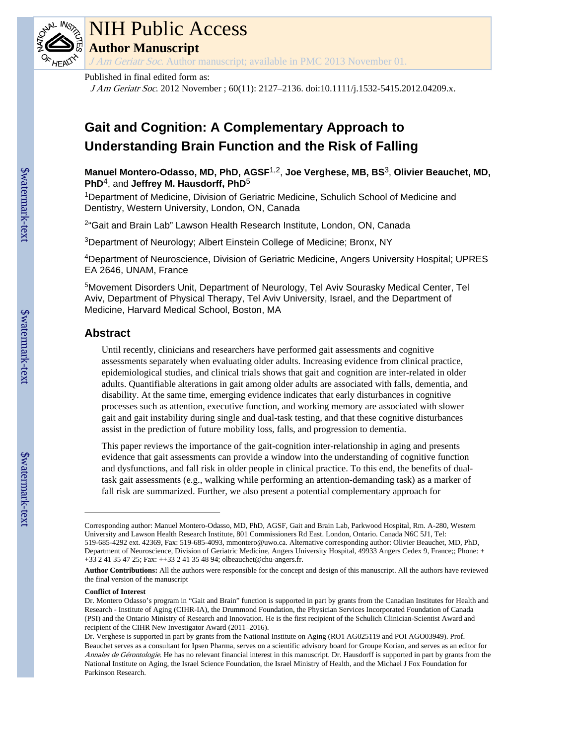# NIH Public Access

## Author Manuscript

*J Am Geriatr Soc*. Author manuscript; available in PMC 2013 November 01.

Published in final edited form as:

*J Am Geriatr Soc*. 2012 November ; 60(11): 2127–2136. doi:10.1111/j.1532-5415.2012.04209.x.

# Gait and Cognition: A Complementary Approach to Understanding Brain Function and the Risk of Falling

**Manuel Montero-Odasso, MD, PhD, AGSF**[1,2], **Joe Verghese, MB, BS**[3], **Olivier Beauchet, MD, PhD**[4], and **Jeffrey M. Hausdorff, PhD**[5]

[1]Department of Medicine, Division of Geriatric Medicine, Schulich School of Medicine and Dentistry, Western University, London, ON, Canada

[2]"Gait and Brain Lab" Lawson Health Research Institute, London, ON, Canada

[3]Department of Neurology; Albert Einstein College of Medicine; Bronx, NY

[4]Department of Neuroscience, Division of Geriatric Medicine, Angers University Hospital; UPRES EA 2646, UNAM, France

[5]Movement Disorders Unit, Department of Neurology, Tel Aviv Sourasky Medical Center, Tel Aviv, Department of Physical Therapy, Tel Aviv University, Israel, and the Department of Medicine, Harvard Medical School, Boston, MA

## Abstract

Until recently, clinicians and researchers have performed gait assessments and cognitive assessments separately when evaluating older adults. Increasing evidence from clinical practice, epidemiological studies, and clinical trials shows that gait and cognition are inter-related in older adults. Quantifiable alterations in gait among older adults are associated with falls, dementia, and disability. At the same time, emerging evidence indicates that early disturbances in cognitive processes such as attention, executive function, and working memory are associated with slower gait and gait instability during single and dual-task testing, and that these cognitive disturbances assist in the prediction of future mobility loss, falls, and progression to dementia.

This paper reviews the importance of the gait-cognition inter-relationship in aging and presents evidence that gait assessments can provide a window into the understanding of cognitive function and dysfunctions, and fall risk in older people in clinical practice. To this end, the benefits of dual-task gait assessments (e.g., walking while performing an attention-demanding task) as a marker of fall risk are summarized. Further, we also present a potential complementary approach for

---

Corresponding author: Manuel Montero-Odasso, MD, PhD, AGSF, Gait and Brain Lab, Parkwood Hospital, Rm. A-280, Western University and Lawson Health Research Institute, 801 Commissioners Rd East. London, Ontario. Canada N6C 5J1, Tel: 519-685-4292 ext. 42369, Fax: 519-685-4093, mmontero@uwo.ca. Alternative corresponding author: Olivier Beauchet, MD, PhD, Department of Neuroscience, Division of Geriatric Medicine, Angers University Hospital, 49933 Angers Cedex 9, France;; Phone: +33 2 41 35 47 25; Fax: ++33 2 41 35 48 94; olbeauchet@chu-angers.fr.

**Author Contributions:** All the authors were responsible for the concept and design of this manuscript. All the authors have reviewed the final version of the manuscript

**Conflict of Interest**

Dr. Montero Odasso's program in "Gait and Brain" function is supported in part by grants from the Canadian Institutes for Health and Research - Institute of Aging (CIHR-IA), the Drummond Foundation, the Physician Services Incorporated Foundation of Canada (PSI) and the Ontario Ministry of Research and Innovation. He is the first recipient of the Schulich Clinician-Scientist Award and recipient of the CIHR New Investigator Award (2011–2016).

Dr. Verghese is supported in part by grants from the National Institute on Aging (RO1 AG025119 and POI AGO03949). Prof. Beauchet serves as a consultant for Ipsen Pharma, serves on a scientific advisory board for Groupe Korian, and serves as an editor for *Annales de Gérontologie*. He has no relevant financial interest in this manuscript. Dr. Hausdorff is supported in part by grants from the National Institute on Aging, the Israel Science Foundation, the Israel Ministry of Health, and the Michael J Fox Foundation for Parkinson Research.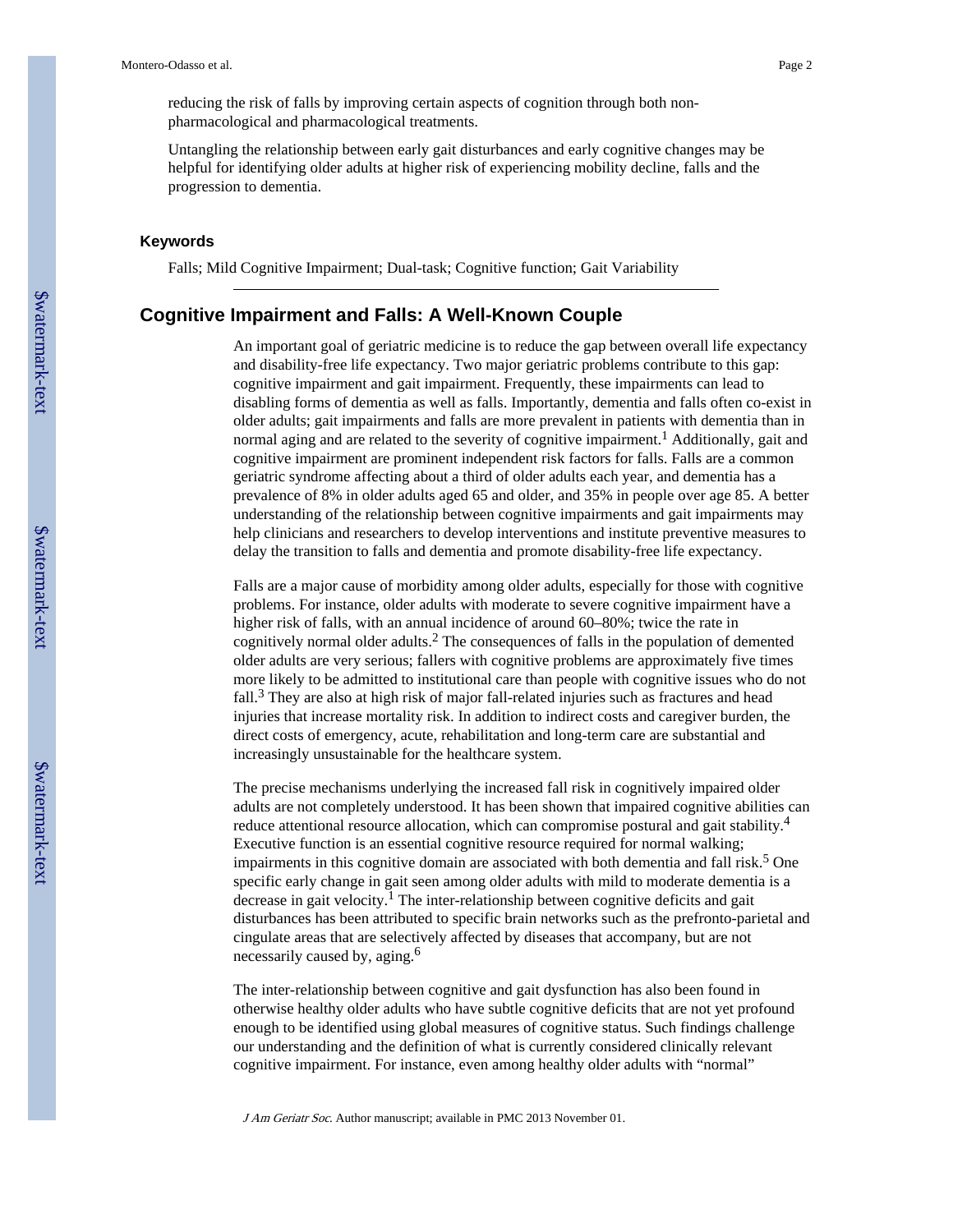reducing the risk of falls by improving certain aspects of cognition through both non-pharmacological and pharmacological treatments.

Untangling the relationship between early gait disturbances and early cognitive changes may be helpful for identifying older adults at higher risk of experiencing mobility decline, falls and the progression to dementia.

### Keywords

Falls; Mild Cognitive Impairment; Dual-task; Cognitive function; Gait Variability

## Cognitive Impairment and Falls: A Well-Known Couple

An important goal of geriatric medicine is to reduce the gap between overall life expectancy and disability-free life expectancy. Two major geriatric problems contribute to this gap: cognitive impairment and gait impairment. Frequently, these impairments can lead to disabling forms of dementia as well as falls. Importantly, dementia and falls often co-exist in older adults; gait impairments and falls are more prevalent in patients with dementia than in normal aging and are related to the severity of cognitive impairment.[1] Additionally, gait and cognitive impairment are prominent independent risk factors for falls. Falls are a common geriatric syndrome affecting about a third of older adults each year, and dementia has a prevalence of 8% in older adults aged 65 and older, and 35% in people over age 85. A better understanding of the relationship between cognitive impairments and gait impairments may help clinicians and researchers to develop interventions and institute preventive measures to delay the transition to falls and dementia and promote disability-free life expectancy.

Falls are a major cause of morbidity among older adults, especially for those with cognitive problems. For instance, older adults with moderate to severe cognitive impairment have a higher risk of falls, with an annual incidence of around 60–80%; twice the rate in cognitively normal older adults.[2] The consequences of falls in the population of demented older adults are very serious; fallers with cognitive problems are approximately five times more likely to be admitted to institutional care than people with cognitive issues who do not fall.[3] They are also at high risk of major fall-related injuries such as fractures and head injuries that increase mortality risk. In addition to indirect costs and caregiver burden, the direct costs of emergency, acute, rehabilitation and long-term care are substantial and increasingly unsustainable for the healthcare system.

The precise mechanisms underlying the increased fall risk in cognitively impaired older adults are not completely understood. It has been shown that impaired cognitive abilities can reduce attentional resource allocation, which can compromise postural and gait stability.[4] Executive function is an essential cognitive resource required for normal walking; impairments in this cognitive domain are associated with both dementia and fall risk.[5] One specific early change in gait seen among older adults with mild to moderate dementia is a decrease in gait velocity.[1] The inter-relationship between cognitive deficits and gait disturbances has been attributed to specific brain networks such as the prefronto-parietal and cingulate areas that are selectively affected by diseases that accompany, but are not necessarily caused by, aging.[6]

The inter-relationship between cognitive and gait dysfunction has also been found in otherwise healthy older adults who have subtle cognitive deficits that are not yet profound enough to be identified using global measures of cognitive status. Such findings challenge our understanding and the definition of what is currently considered clinically relevant cognitive impairment. For instance, even among healthy older adults with "normal"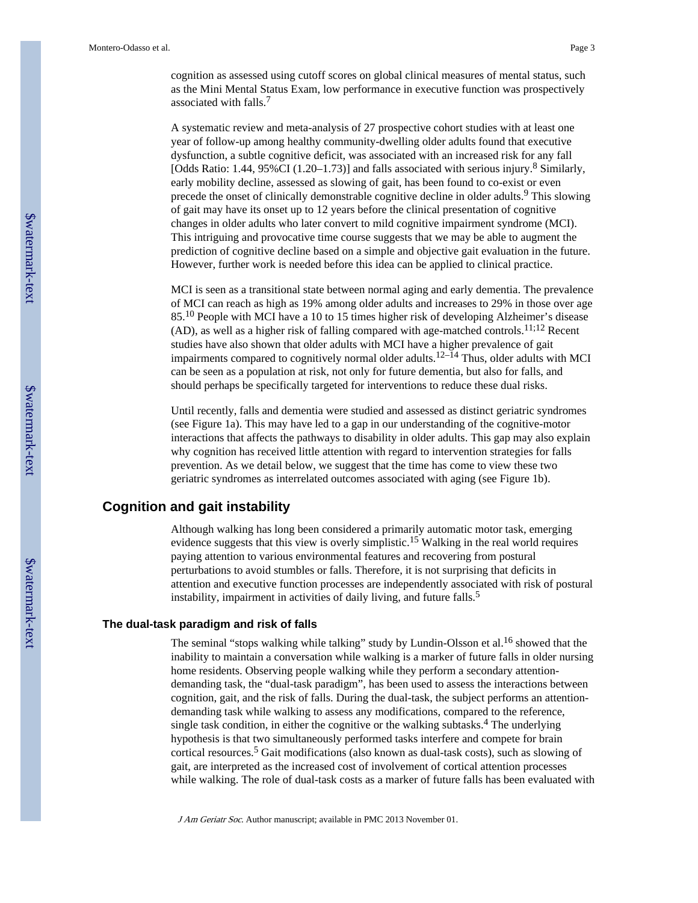cognition as assessed using cutoff scores on global clinical measures of mental status, such as the Mini Mental Status Exam, low performance in executive function was prospectively associated with falls.[7]

A systematic review and meta-analysis of 27 prospective cohort studies with at least one year of follow-up among healthy community-dwelling older adults found that executive dysfunction, a subtle cognitive deficit, was associated with an increased risk for any fall [Odds Ratio: 1.44, 95%CI (1.20–1.73)] and falls associated with serious injury.[8] Similarly, early mobility decline, assessed as slowing of gait, has been found to co-exist or even precede the onset of clinically demonstrable cognitive decline in older adults.[9] This slowing of gait may have its onset up to 12 years before the clinical presentation of cognitive changes in older adults who later convert to mild cognitive impairment syndrome (MCI). This intriguing and provocative time course suggests that we may be able to augment the prediction of cognitive decline based on a simple and objective gait evaluation in the future. However, further work is needed before this idea can be applied to clinical practice.

MCI is seen as a transitional state between normal aging and early dementia. The prevalence of MCI can reach as high as 19% among older adults and increases to 29% in those over age 85.[10] People with MCI have a 10 to 15 times higher risk of developing Alzheimer's disease (AD), as well as a higher risk of falling compared with age-matched controls.[11;12] Recent studies have also shown that older adults with MCI have a higher prevalence of gait impairments compared to cognitively normal older adults.[12–14] Thus, older adults with MCI can be seen as a population at risk, not only for future dementia, but also for falls, and should perhaps be specifically targeted for interventions to reduce these dual risks.

Until recently, falls and dementia were studied and assessed as distinct geriatric syndromes (see Figure 1a). This may have led to a gap in our understanding of the cognitive-motor interactions that affects the pathways to disability in older adults. This gap may also explain why cognition has received little attention with regard to intervention strategies for falls prevention. As we detail below, we suggest that the time has come to view these two geriatric syndromes as interrelated outcomes associated with aging (see Figure 1b).

## Cognition and gait instability

Although walking has long been considered a primarily automatic motor task, emerging evidence suggests that this view is overly simplistic.[15] Walking in the real world requires paying attention to various environmental features and recovering from postural perturbations to avoid stumbles or falls. Therefore, it is not surprising that deficits in attention and executive function processes are independently associated with risk of postural instability, impairment in activities of daily living, and future falls.[5]

### The dual-task paradigm and risk of falls

The seminal "stops walking while talking" study by Lundin-Olsson et al.[16] showed that the inability to maintain a conversation while walking is a marker of future falls in older nursing home residents. Observing people walking while they perform a secondary attention-demanding task, the "dual-task paradigm", has been used to assess the interactions between cognition, gait, and the risk of falls. During the dual-task, the subject performs an attention-demanding task while walking to assess any modifications, compared to the reference, single task condition, in either the cognitive or the walking subtasks.[4] The underlying hypothesis is that two simultaneously performed tasks interfere and compete for brain cortical resources.[5] Gait modifications (also known as dual-task costs), such as slowing of gait, are interpreted as the increased cost of involvement of cortical attention processes while walking. The role of dual-task costs as a marker of future falls has been evaluated with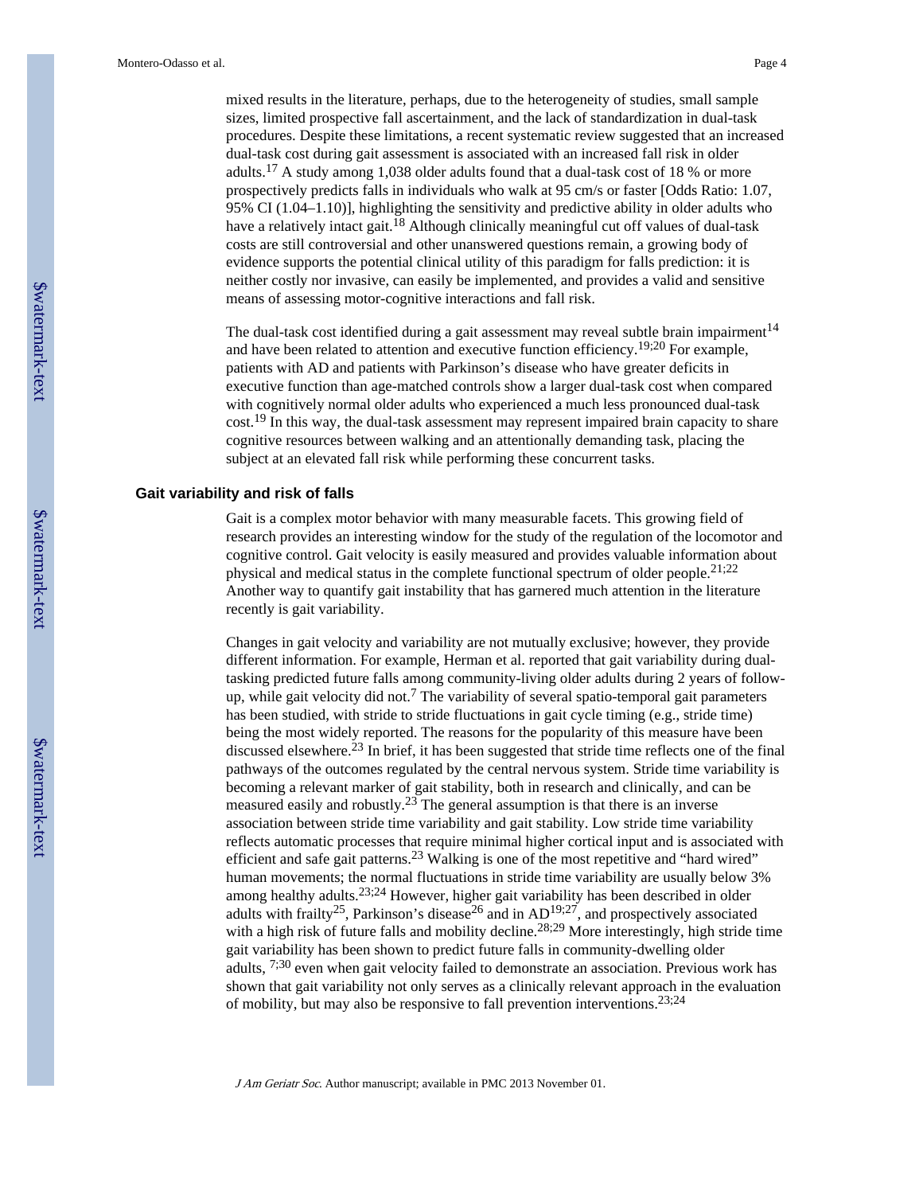mixed results in the literature, perhaps, due to the heterogeneity of studies, small sample sizes, limited prospective fall ascertainment, and the lack of standardization in dual-task procedures. Despite these limitations, a recent systematic review suggested that an increased dual-task cost during gait assessment is associated with an increased fall risk in older adults.[17] A study among 1,038 older adults found that a dual-task cost of 18 % or more prospectively predicts falls in individuals who walk at 95 cm/s or faster [Odds Ratio: 1.07, 95% CI (1.04–1.10)], highlighting the sensitivity and predictive ability in older adults who have a relatively intact gait.[18] Although clinically meaningful cut off values of dual-task costs are still controversial and other unanswered questions remain, a growing body of evidence supports the potential clinical utility of this paradigm for falls prediction: it is neither costly nor invasive, can easily be implemented, and provides a valid and sensitive means of assessing motor-cognitive interactions and fall risk.

The dual-task cost identified during a gait assessment may reveal subtle brain impairment[14] and have been related to attention and executive function efficiency.[19;20] For example, patients with AD and patients with Parkinson's disease who have greater deficits in executive function than age-matched controls show a larger dual-task cost when compared with cognitively normal older adults who experienced a much less pronounced dual-task cost.[19] In this way, the dual-task assessment may represent impaired brain capacity to share cognitive resources between walking and an attentionally demanding task, placing the subject at an elevated fall risk while performing these concurrent tasks.

## Gait variability and risk of falls

Gait is a complex motor behavior with many measurable facets. This growing field of research provides an interesting window for the study of the regulation of the locomotor and cognitive control. Gait velocity is easily measured and provides valuable information about physical and medical status in the complete functional spectrum of older people.[21;22] Another way to quantify gait instability that has garnered much attention in the literature recently is gait variability.

Changes in gait velocity and variability are not mutually exclusive; however, they provide different information. For example, Herman et al. reported that gait variability during dual-tasking predicted future falls among community-living older adults during 2 years of follow-up, while gait velocity did not.[7] The variability of several spatio-temporal gait parameters has been studied, with stride to stride fluctuations in gait cycle timing (e.g., stride time) being the most widely reported. The reasons for the popularity of this measure have been discussed elsewhere.[23] In brief, it has been suggested that stride time reflects one of the final pathways of the outcomes regulated by the central nervous system. Stride time variability is becoming a relevant marker of gait stability, both in research and clinically, and can be measured easily and robustly.[23] The general assumption is that there is an inverse association between stride time variability and gait stability. Low stride time variability reflects automatic processes that require minimal higher cortical input and is associated with efficient and safe gait patterns.[23] Walking is one of the most repetitive and "hard wired" human movements; the normal fluctuations in stride time variability are usually below 3% among healthy adults.[23;24] However, higher gait variability has been described in older adults with frailty[25], Parkinson's disease[26] and in AD[19;27], and prospectively associated with a high risk of future falls and mobility decline.[28;29] More interestingly, high stride time gait variability has been shown to predict future falls in community-dwelling older adults, [7;30] even when gait velocity failed to demonstrate an association. Previous work has shown that gait variability not only serves as a clinically relevant approach in the evaluation of mobility, but may also be responsive to fall prevention interventions.[23;24]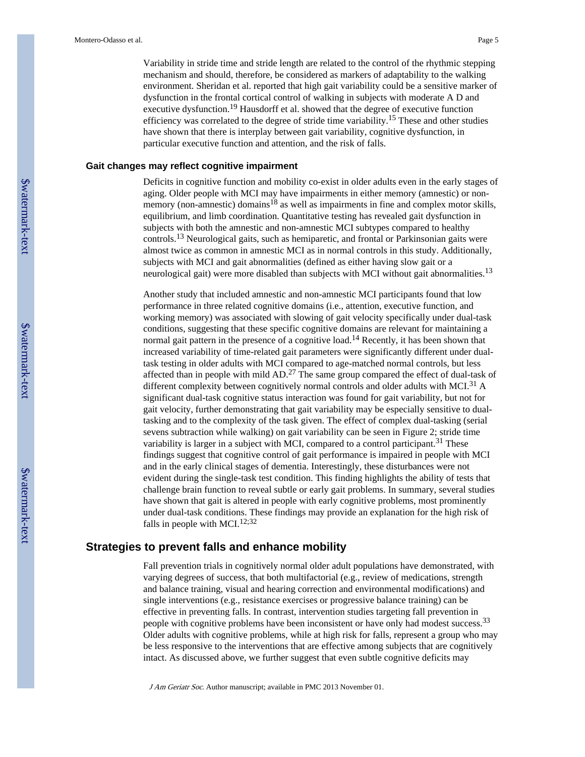Variability in stride time and stride length are related to the control of the rhythmic stepping mechanism and should, therefore, be considered as markers of adaptability to the walking environment. Sheridan et al. reported that high gait variability could be a sensitive marker of dysfunction in the frontal cortical control of walking in subjects with moderate A D and executive dysfunction.[19] Hausdorff et al. showed that the degree of executive function efficiency was correlated to the degree of stride time variability.[15] These and other studies have shown that there is interplay between gait variability, cognitive dysfunction, in particular executive function and attention, and the risk of falls.

### Gait changes may reflect cognitive impairment

Deficits in cognitive function and mobility co-exist in older adults even in the early stages of aging. Older people with MCI may have impairments in either memory (amnestic) or non-memory (non-amnestic) domains[18] as well as impairments in fine and complex motor skills, equilibrium, and limb coordination. Quantitative testing has revealed gait dysfunction in subjects with both the amnestic and non-amnestic MCI subtypes compared to healthy controls.[13] Neurological gaits, such as hemiparetic, and frontal or Parkinsonian gaits were almost twice as common in amnestic MCI as in normal controls in this study. Additionally, subjects with MCI and gait abnormalities (defined as either having slow gait or a neurological gait) were more disabled than subjects with MCI without gait abnormalities.[13]

Another study that included amnestic and non-amnestic MCI participants found that low performance in three related cognitive domains (i.e., attention, executive function, and working memory) was associated with slowing of gait velocity specifically under dual-task conditions, suggesting that these specific cognitive domains are relevant for maintaining a normal gait pattern in the presence of a cognitive load.[14] Recently, it has been shown that increased variability of time-related gait parameters were significantly different under dual-task testing in older adults with MCI compared to age-matched normal controls, but less affected than in people with mild AD.[27] The same group compared the effect of dual-task of different complexity between cognitively normal controls and older adults with MCI.[31] A significant dual-task cognitive status interaction was found for gait variability, but not for gait velocity, further demonstrating that gait variability may be especially sensitive to dual-tasking and to the complexity of the task given. The effect of complex dual-tasking (serial sevens subtraction while walking) on gait variability can be seen in Figure 2; stride time variability is larger in a subject with MCI, compared to a control participant.[31] These findings suggest that cognitive control of gait performance is impaired in people with MCI and in the early clinical stages of dementia. Interestingly, these disturbances were not evident during the single-task test condition. This finding highlights the ability of tests that challenge brain function to reveal subtle or early gait problems. In summary, several studies have shown that gait is altered in people with early cognitive problems, most prominently under dual-task conditions. These findings may provide an explanation for the high risk of falls in people with MCI.[12;32]

## Strategies to prevent falls and enhance mobility

Fall prevention trials in cognitively normal older adult populations have demonstrated, with varying degrees of success, that both multifactorial (e.g., review of medications, strength and balance training, visual and hearing correction and environmental modifications) and single interventions (e.g., resistance exercises or progressive balance training) can be effective in preventing falls. In contrast, intervention studies targeting fall prevention in people with cognitive problems have been inconsistent or have only had modest success.[33] Older adults with cognitive problems, while at high risk for falls, represent a group who may be less responsive to the interventions that are effective among subjects that are cognitively intact. As discussed above, we further suggest that even subtle cognitive deficits may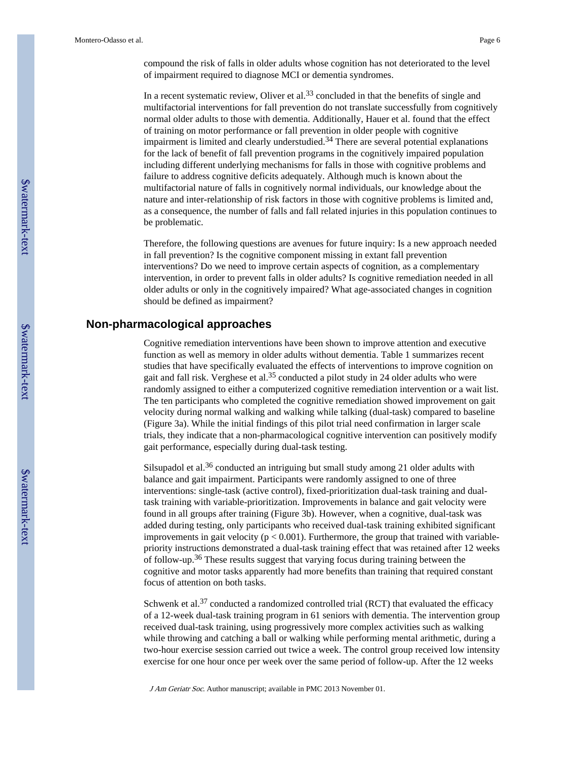compound the risk of falls in older adults whose cognition has not deteriorated to the level of impairment required to diagnose MCI or dementia syndromes.

In a recent systematic review, Oliver et al.[33] concluded in that the benefits of single and multifactorial interventions for fall prevention do not translate successfully from cognitively normal older adults to those with dementia. Additionally, Hauer et al. found that the effect of training on motor performance or fall prevention in older people with cognitive impairment is limited and clearly understudied.[34] There are several potential explanations for the lack of benefit of fall prevention programs in the cognitively impaired population including different underlying mechanisms for falls in those with cognitive problems and failure to address cognitive deficits adequately. Although much is known about the multifactorial nature of falls in cognitively normal individuals, our knowledge about the nature and inter-relationship of risk factors in those with cognitive problems is limited and, as a consequence, the number of falls and fall related injuries in this population continues to be problematic.

Therefore, the following questions are avenues for future inquiry: Is a new approach needed in fall prevention? Is the cognitive component missing in extant fall prevention interventions? Do we need to improve certain aspects of cognition, as a complementary intervention, in order to prevent falls in older adults? Is cognitive remediation needed in all older adults or only in the cognitively impaired? What age-associated changes in cognition should be defined as impairment?

## Non-pharmacological approaches

Cognitive remediation interventions have been shown to improve attention and executive function as well as memory in older adults without dementia. Table 1 summarizes recent studies that have specifically evaluated the effects of interventions to improve cognition on gait and fall risk. Verghese et al.[35] conducted a pilot study in 24 older adults who were randomly assigned to either a computerized cognitive remediation intervention or a wait list. The ten participants who completed the cognitive remediation showed improvement on gait velocity during normal walking and walking while talking (dual-task) compared to baseline (Figure 3a). While the initial findings of this pilot trial need confirmation in larger scale trials, they indicate that a non-pharmacological cognitive intervention can positively modify gait performance, especially during dual-task testing.

Silsupadol et al.[36] conducted an intriguing but small study among 21 older adults with balance and gait impairment. Participants were randomly assigned to one of three interventions: single-task (active control), fixed-prioritization dual-task training and dual-task training with variable-prioritization. Improvements in balance and gait velocity were found in all groups after training (Figure 3b). However, when a cognitive, dual-task was added during testing, only participants who received dual-task training exhibited significant improvements in gait velocity ($p < 0.001$). Furthermore, the group that trained with variable-priority instructions demonstrated a dual-task training effect that was retained after 12 weeks of follow-up.[36] These results suggest that varying focus during training between the cognitive and motor tasks apparently had more benefits than training that required constant focus of attention on both tasks.

Schwenk et al.[37] conducted a randomized controlled trial (RCT) that evaluated the efficacy of a 12-week dual-task training program in 61 seniors with dementia. The intervention group received dual-task training, using progressively more complex activities such as walking while throwing and catching a ball or walking while performing mental arithmetic, during a two-hour exercise session carried out twice a week. The control group received low intensity exercise for one hour once per week over the same period of follow-up. After the 12 weeks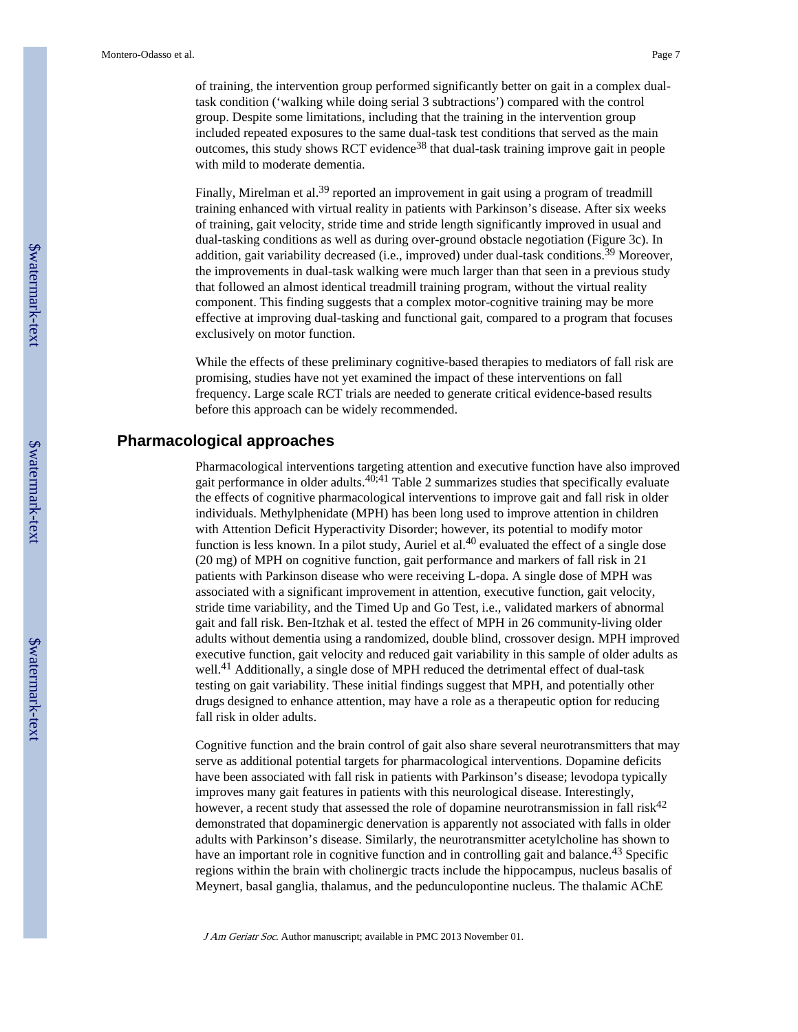of training, the intervention group performed significantly better on gait in a complex dual-task condition ('walking while doing serial 3 subtractions') compared with the control group. Despite some limitations, including that the training in the intervention group included repeated exposures to the same dual-task test conditions that served as the main outcomes, this study shows RCT evidence[38] that dual-task training improve gait in people with mild to moderate dementia.

Finally, Mirelman et al.[39] reported an improvement in gait using a program of treadmill training enhanced with virtual reality in patients with Parkinson's disease. After six weeks of training, gait velocity, stride time and stride length significantly improved in usual and dual-tasking conditions as well as during over-ground obstacle negotiation (Figure 3c). In addition, gait variability decreased (i.e., improved) under dual-task conditions.[39] Moreover, the improvements in dual-task walking were much larger than that seen in a previous study that followed an almost identical treadmill training program, without the virtual reality component. This finding suggests that a complex motor-cognitive training may be more effective at improving dual-tasking and functional gait, compared to a program that focuses exclusively on motor function.

While the effects of these preliminary cognitive-based therapies to mediators of fall risk are promising, studies have not yet examined the impact of these interventions on fall frequency. Large scale RCT trials are needed to generate critical evidence-based results before this approach can be widely recommended.

## Pharmacological approaches

Pharmacological interventions targeting attention and executive function have also improved gait performance in older adults.[40;41] Table 2 summarizes studies that specifically evaluate the effects of cognitive pharmacological interventions to improve gait and fall risk in older individuals. Methylphenidate (MPH) has been long used to improve attention in children with Attention Deficit Hyperactivity Disorder; however, its potential to modify motor function is less known. In a pilot study, Auriel et al.[40] evaluated the effect of a single dose (20 mg) of MPH on cognitive function, gait performance and markers of fall risk in 21 patients with Parkinson disease who were receiving L-dopa. A single dose of MPH was associated with a significant improvement in attention, executive function, gait velocity, stride time variability, and the Timed Up and Go Test, i.e., validated markers of abnormal gait and fall risk. Ben-Itzhak et al. tested the effect of MPH in 26 community-living older adults without dementia using a randomized, double blind, crossover design. MPH improved executive function, gait velocity and reduced gait variability in this sample of older adults as well.[41] Additionally, a single dose of MPH reduced the detrimental effect of dual-task testing on gait variability. These initial findings suggest that MPH, and potentially other drugs designed to enhance attention, may have a role as a therapeutic option for reducing fall risk in older adults.

Cognitive function and the brain control of gait also share several neurotransmitters that may serve as additional potential targets for pharmacological interventions. Dopamine deficits have been associated with fall risk in patients with Parkinson's disease; levodopa typically improves many gait features in patients with this neurological disease. Interestingly, however, a recent study that assessed the role of dopamine neurotransmission in fall risk[42] demonstrated that dopaminergic denervation is apparently not associated with falls in older adults with Parkinson's disease. Similarly, the neurotransmitter acetylcholine has shown to have an important role in cognitive function and in controlling gait and balance.[43] Specific regions within the brain with cholinergic tracts include the hippocampus, nucleus basalis of Meynert, basal ganglia, thalamus, and the pedunculopontine nucleus. The thalamic AChE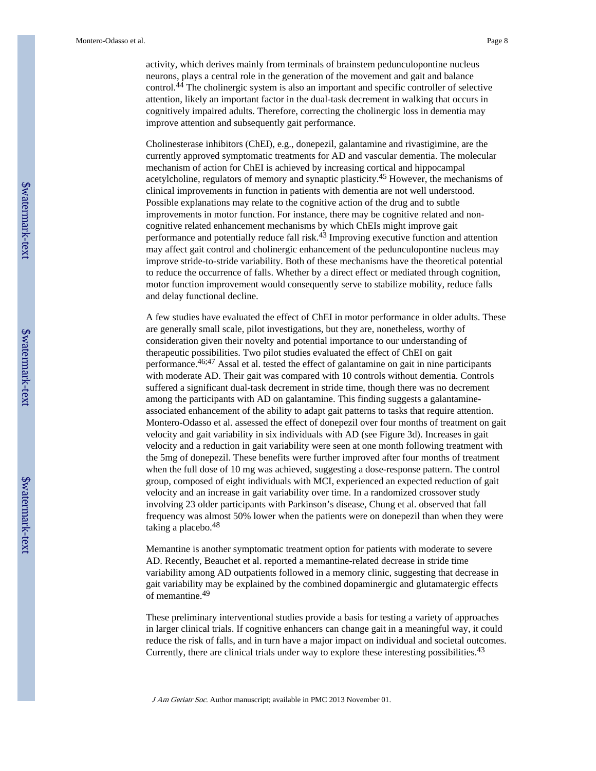activity, which derives mainly from terminals of brainstem pedunculopontine nucleus neurons, plays a central role in the generation of the movement and gait and balance control.[44] The cholinergic system is also an important and specific controller of selective attention, likely an important factor in the dual-task decrement in walking that occurs in cognitively impaired adults. Therefore, correcting the cholinergic loss in dementia may improve attention and subsequently gait performance.

Cholinesterase inhibitors (ChEI), e.g., donepezil, galantamine and rivastigimine, are the currently approved symptomatic treatments for AD and vascular dementia. The molecular mechanism of action for ChEI is achieved by increasing cortical and hippocampal acetylcholine, regulators of memory and synaptic plasticity.[45] However, the mechanisms of clinical improvements in function in patients with dementia are not well understood. Possible explanations may relate to the cognitive action of the drug and to subtle improvements in motor function. For instance, there may be cognitive related and non-cognitive related enhancement mechanisms by which ChEIs might improve gait performance and potentially reduce fall risk.[43] Improving executive function and attention may affect gait control and cholinergic enhancement of the pedunculopontine nucleus may improve stride-to-stride variability. Both of these mechanisms have the theoretical potential to reduce the occurrence of falls. Whether by a direct effect or mediated through cognition, motor function improvement would consequently serve to stabilize mobility, reduce falls and delay functional decline.

A few studies have evaluated the effect of ChEI in motor performance in older adults. These are generally small scale, pilot investigations, but they are, nonetheless, worthy of consideration given their novelty and potential importance to our understanding of therapeutic possibilities. Two pilot studies evaluated the effect of ChEI on gait performance.[46;47] Assal et al. tested the effect of galantamine on gait in nine participants with moderate AD. Their gait was compared with 10 controls without dementia. Controls suffered a significant dual-task decrement in stride time, though there was no decrement among the participants with AD on galantamine. This finding suggests a galantamine-associated enhancement of the ability to adapt gait patterns to tasks that require attention. Montero-Odasso et al. assessed the effect of donepezil over four months of treatment on gait velocity and gait variability in six individuals with AD (see Figure 3d). Increases in gait velocity and a reduction in gait variability were seen at one month following treatment with the 5mg of donepezil. These benefits were further improved after four months of treatment when the full dose of 10 mg was achieved, suggesting a dose-response pattern. The control group, composed of eight individuals with MCI, experienced an expected reduction of gait velocity and an increase in gait variability over time. In a randomized crossover study involving 23 older participants with Parkinson's disease, Chung et al. observed that fall frequency was almost 50% lower when the patients were on donepezil than when they were taking a placebo.[48]

Memantine is another symptomatic treatment option for patients with moderate to severe AD. Recently, Beauchet et al. reported a memantine-related decrease in stride time variability among AD outpatients followed in a memory clinic, suggesting that decrease in gait variability may be explained by the combined dopaminergic and glutamatergic effects of memantine.[49]

These preliminary interventional studies provide a basis for testing a variety of approaches in larger clinical trials. If cognitive enhancers can change gait in a meaningful way, it could reduce the risk of falls, and in turn have a major impact on individual and societal outcomes. Currently, there are clinical trials under way to explore these interesting possibilities.[43]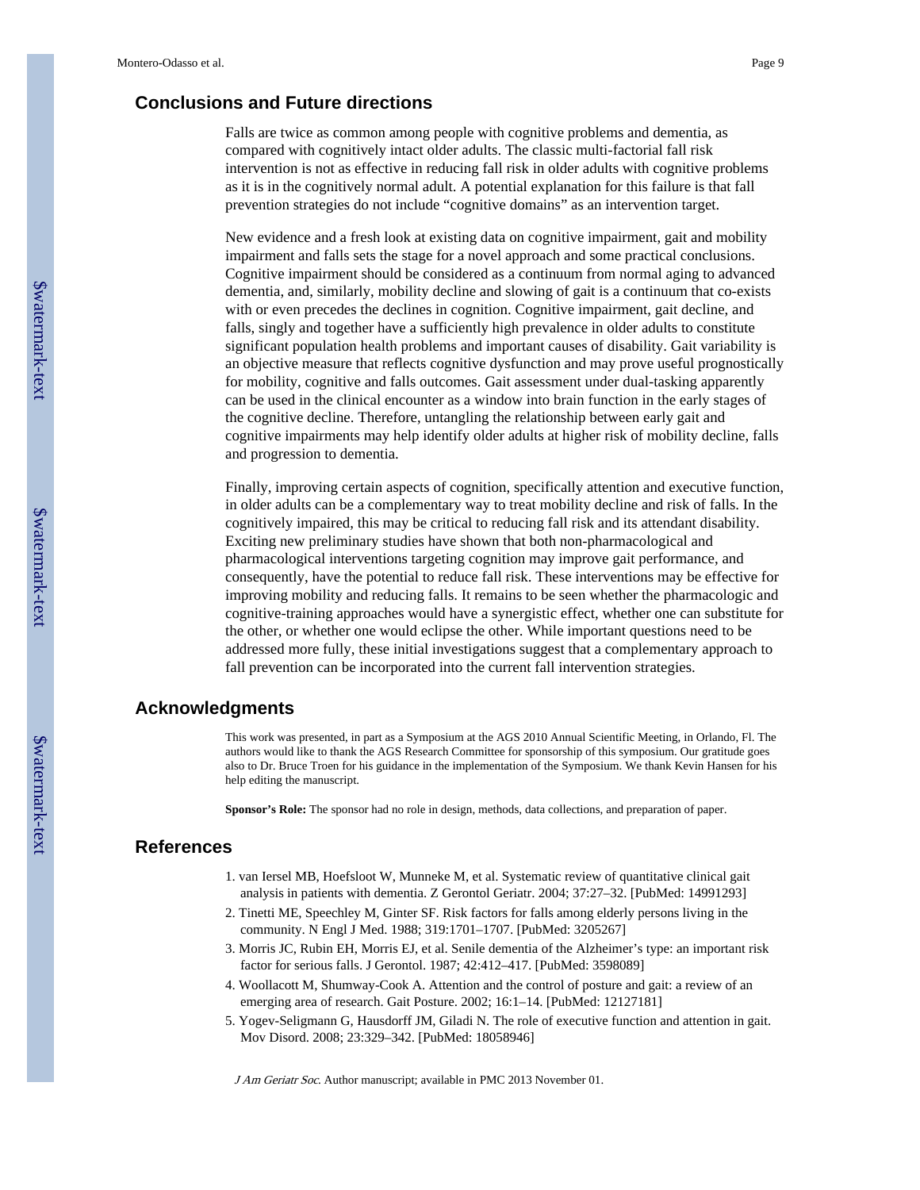## Conclusions and Future directions

Falls are twice as common among people with cognitive problems and dementia, as compared with cognitively intact older adults. The classic multi-factorial fall risk intervention is not as effective in reducing fall risk in older adults with cognitive problems as it is in the cognitively normal adult. A potential explanation for this failure is that fall prevention strategies do not include "cognitive domains" as an intervention target.

New evidence and a fresh look at existing data on cognitive impairment, gait and mobility impairment and falls sets the stage for a novel approach and some practical conclusions. Cognitive impairment should be considered as a continuum from normal aging to advanced dementia, and, similarly, mobility decline and slowing of gait is a continuum that co-exists with or even precedes the declines in cognition. Cognitive impairment, gait decline, and falls, singly and together have a sufficiently high prevalence in older adults to constitute significant population health problems and important causes of disability. Gait variability is an objective measure that reflects cognitive dysfunction and may prove useful prognostically for mobility, cognitive and falls outcomes. Gait assessment under dual-tasking apparently can be used in the clinical encounter as a window into brain function in the early stages of the cognitive decline. Therefore, untangling the relationship between early gait and cognitive impairments may help identify older adults at higher risk of mobility decline, falls and progression to dementia.

Finally, improving certain aspects of cognition, specifically attention and executive function, in older adults can be a complementary way to treat mobility decline and risk of falls. In the cognitively impaired, this may be critical to reducing fall risk and its attendant disability. Exciting new preliminary studies have shown that both non-pharmacological and pharmacological interventions targeting cognition may improve gait performance, and consequently, have the potential to reduce fall risk. These interventions may be effective for improving mobility and reducing falls. It remains to be seen whether the pharmacologic and cognitive-training approaches would have a synergistic effect, whether one can substitute for the other, or whether one would eclipse the other. While important questions need to be addressed more fully, these initial investigations suggest that a complementary approach to fall prevention can be incorporated into the current fall intervention strategies.

## Acknowledgments

This work was presented, in part as a Symposium at the AGS 2010 Annual Scientific Meeting, in Orlando, Fl. The authors would like to thank the AGS Research Committee for sponsorship of this symposium. Our gratitude goes also to Dr. Bruce Troen for his guidance in the implementation of the Symposium. We thank Kevin Hansen for his help editing the manuscript.

**Sponsor's Role:** The sponsor had no role in design, methods, data collections, and preparation of paper.

## References

1. van Iersel MB, Hoefsloot W, Munneke M, et al. Systematic review of quantitative clinical gait analysis in patients with dementia. Z Gerontol Geriatr. 2004; 37:27–32. [PubMed: 14991293]
2. Tinetti ME, Speechley M, Ginter SF. Risk factors for falls among elderly persons living in the community. N Engl J Med. 1988; 319:1701–1707. [PubMed: 3205267]
3. Morris JC, Rubin EH, Morris EJ, et al. Senile dementia of the Alzheimer's type: an important risk factor for serious falls. J Gerontol. 1987; 42:412–417. [PubMed: 3598089]
4. Woollacott M, Shumway-Cook A. Attention and the control of posture and gait: a review of an emerging area of research. Gait Posture. 2002; 16:1–14. [PubMed: 12127181]
5. Yogev-Seligmann G, Hausdorff JM, Giladi N. The role of executive function and attention in gait. Mov Disord. 2008; 23:329–342. [PubMed: 18058946]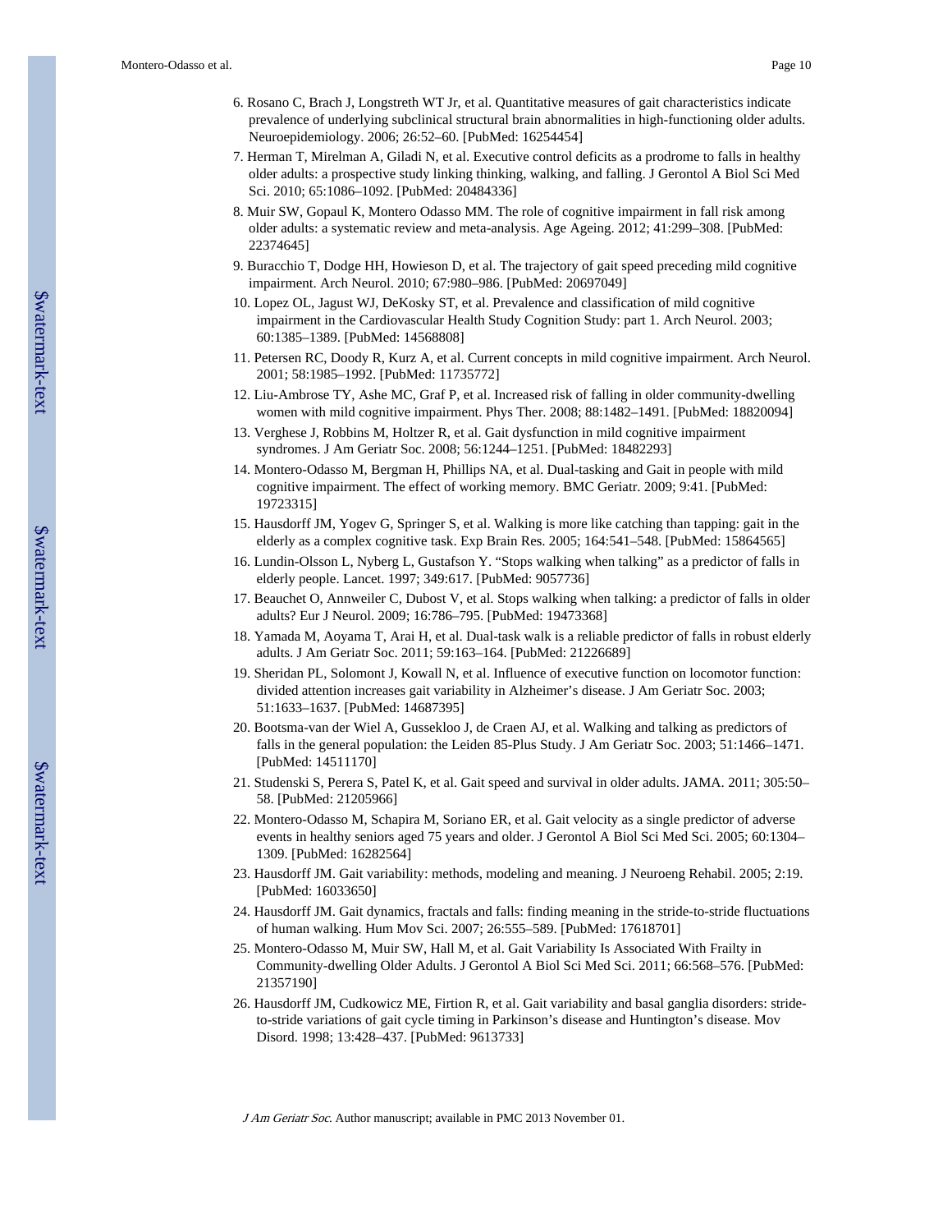6. Rosano C, Brach J, Longstreth WT Jr, et al. Quantitative measures of gait characteristics indicate prevalence of underlying subclinical structural brain abnormalities in high-functioning older adults. Neuroepidemiology. 2006; 26:52–60. [PubMed: 16254454]
7. Herman T, Mirelman A, Giladi N, et al. Executive control deficits as a prodrome to falls in healthy older adults: a prospective study linking thinking, walking, and falling. J Gerontol A Biol Sci Med Sci. 2010; 65:1086–1092. [PubMed: 20484336]
8. Muir SW, Gopaul K, Montero Odasso MM. The role of cognitive impairment in fall risk among older adults: a systematic review and meta-analysis. Age Ageing. 2012; 41:299–308. [PubMed: 22374645]
9. Buracchio T, Dodge HH, Howieson D, et al. The trajectory of gait speed preceding mild cognitive impairment. Arch Neurol. 2010; 67:980–986. [PubMed: 20697049]
10. Lopez OL, Jagust WJ, DeKosky ST, et al. Prevalence and classification of mild cognitive impairment in the Cardiovascular Health Study Cognition Study: part 1. Arch Neurol. 2003; 60:1385–1389. [PubMed: 14568808]
11. Petersen RC, Doody R, Kurz A, et al. Current concepts in mild cognitive impairment. Arch Neurol. 2001; 58:1985–1992. [PubMed: 11735772]
12. Liu-Ambrose TY, Ashe MC, Graf P, et al. Increased risk of falling in older community-dwelling women with mild cognitive impairment. Phys Ther. 2008; 88:1482–1491. [PubMed: 18820094]
13. Verghese J, Robbins M, Holtzer R, et al. Gait dysfunction in mild cognitive impairment syndromes. J Am Geriatr Soc. 2008; 56:1244–1251. [PubMed: 18482293]
14. Montero-Odasso M, Bergman H, Phillips NA, et al. Dual-tasking and Gait in people with mild cognitive impairment. The effect of working memory. BMC Geriatr. 2009; 9:41. [PubMed: 19723315]
15. Hausdorff JM, Yogev G, Springer S, et al. Walking is more like catching than tapping: gait in the elderly as a complex cognitive task. Exp Brain Res. 2005; 164:541–548. [PubMed: 15864565]
16. Lundin-Olsson L, Nyberg L, Gustafson Y. "Stops walking when talking" as a predictor of falls in elderly people. Lancet. 1997; 349:617. [PubMed: 9057736]
17. Beauchet O, Annweiler C, Dubost V, et al. Stops walking when talking: a predictor of falls in older adults? Eur J Neurol. 2009; 16:786–795. [PubMed: 19473368]
18. Yamada M, Aoyama T, Arai H, et al. Dual-task walk is a reliable predictor of falls in robust elderly adults. J Am Geriatr Soc. 2011; 59:163–164. [PubMed: 21226689]
19. Sheridan PL, Solomont J, Kowall N, et al. Influence of executive function on locomotor function: divided attention increases gait variability in Alzheimer's disease. J Am Geriatr Soc. 2003; 51:1633–1637. [PubMed: 14687395]
20. Bootsma-van der Wiel A, Gussekloo J, de Craen AJ, et al. Walking and talking as predictors of falls in the general population: the Leiden 85-Plus Study. J Am Geriatr Soc. 2003; 51:1466–1471. [PubMed: 14511170]
21. Studenski S, Perera S, Patel K, et al. Gait speed and survival in older adults. JAMA. 2011; 305:50–58. [PubMed: 21205966]
22. Montero-Odasso M, Schapira M, Soriano ER, et al. Gait velocity as a single predictor of adverse events in healthy seniors aged 75 years and older. J Gerontol A Biol Sci Med Sci. 2005; 60:1304–1309. [PubMed: 16282564]
23. Hausdorff JM. Gait variability: methods, modeling and meaning. J Neuroeng Rehabil. 2005; 2:19. [PubMed: 16033650]
24. Hausdorff JM. Gait dynamics, fractals and falls: finding meaning in the stride-to-stride fluctuations of human walking. Hum Mov Sci. 2007; 26:555–589. [PubMed: 17618701]
25. Montero-Odasso M, Muir SW, Hall M, et al. Gait Variability Is Associated With Frailty in Community-dwelling Older Adults. J Gerontol A Biol Sci Med Sci. 2011; 66:568–576. [PubMed: 21357190]
26. Hausdorff JM, Cudkowicz ME, Firtion R, et al. Gait variability and basal ganglia disorders: stride-to-stride variations of gait cycle timing in Parkinson's disease and Huntington's disease. Mov Disord. 1998; 13:428–437. [PubMed: 9613733]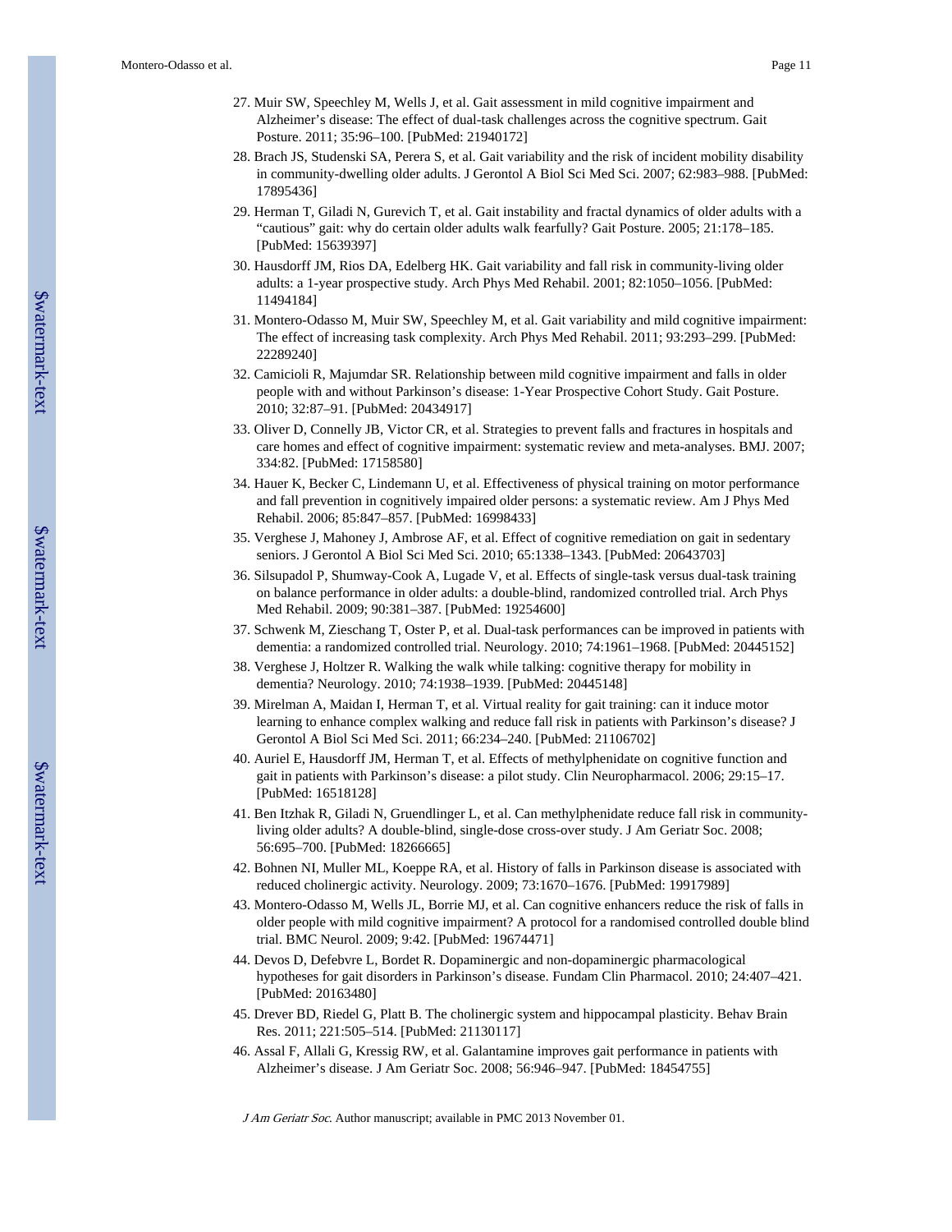27. Muir SW, Speechley M, Wells J, et al. Gait assessment in mild cognitive impairment and Alzheimer's disease: The effect of dual-task challenges across the cognitive spectrum. Gait Posture. 2011; 35:96–100. [PubMed: 21940172]
28. Brach JS, Studenski SA, Perera S, et al. Gait variability and the risk of incident mobility disability in community-dwelling older adults. J Gerontol A Biol Sci Med Sci. 2007; 62:983–988. [PubMed: 17895436]
29. Herman T, Giladi N, Gurevich T, et al. Gait instability and fractal dynamics of older adults with a "cautious" gait: why do certain older adults walk fearfully? Gait Posture. 2005; 21:178–185. [PubMed: 15639397]
30. Hausdorff JM, Rios DA, Edelberg HK. Gait variability and fall risk in community-living older adults: a 1-year prospective study. Arch Phys Med Rehabil. 2001; 82:1050–1056. [PubMed: 11494184]
31. Montero-Odasso M, Muir SW, Speechley M, et al. Gait variability and mild cognitive impairment: The effect of increasing task complexity. Arch Phys Med Rehabil. 2011; 93:293–299. [PubMed: 22289240]
32. Camicioli R, Majumdar SR. Relationship between mild cognitive impairment and falls in older people with and without Parkinson's disease: 1-Year Prospective Cohort Study. Gait Posture. 2010; 32:87–91. [PubMed: 20434917]
33. Oliver D, Connelly JB, Victor CR, et al. Strategies to prevent falls and fractures in hospitals and care homes and effect of cognitive impairment: systematic review and meta-analyses. BMJ. 2007; 334:82. [PubMed: 17158580]
34. Hauer K, Becker C, Lindemann U, et al. Effectiveness of physical training on motor performance and fall prevention in cognitively impaired older persons: a systematic review. Am J Phys Med Rehabil. 2006; 85:847–857. [PubMed: 16998433]
35. Verghese J, Mahoney J, Ambrose AF, et al. Effect of cognitive remediation on gait in sedentary seniors. J Gerontol A Biol Sci Med Sci. 2010; 65:1338–1343. [PubMed: 20643703]
36. Silsupadol P, Shumway-Cook A, Lugade V, et al. Effects of single-task versus dual-task training on balance performance in older adults: a double-blind, randomized controlled trial. Arch Phys Med Rehabil. 2009; 90:381–387. [PubMed: 19254600]
37. Schwenk M, Zieschang T, Oster P, et al. Dual-task performances can be improved in patients with dementia: a randomized controlled trial. Neurology. 2010; 74:1961–1968. [PubMed: 20445152]
38. Verghese J, Holtzer R. Walking the walk while talking: cognitive therapy for mobility in dementia? Neurology. 2010; 74:1938–1939. [PubMed: 20445148]
39. Mirelman A, Maidan I, Herman T, et al. Virtual reality for gait training: can it induce motor learning to enhance complex walking and reduce fall risk in patients with Parkinson's disease? J Gerontol A Biol Sci Med Sci. 2011; 66:234–240. [PubMed: 21106702]
40. Auriel E, Hausdorff JM, Herman T, et al. Effects of methylphenidate on cognitive function and gait in patients with Parkinson's disease: a pilot study. Clin Neuropharmacol. 2006; 29:15–17. [PubMed: 16518128]
41. Ben Itzhak R, Giladi N, Gruendlinger L, et al. Can methylphenidate reduce fall risk in community-living older adults? A double-blind, single-dose cross-over study. J Am Geriatr Soc. 2008; 56:695–700. [PubMed: 18266665]
42. Bohnen NI, Muller ML, Koeppe RA, et al. History of falls in Parkinson disease is associated with reduced cholinergic activity. Neurology. 2009; 73:1670–1676. [PubMed: 19917989]
43. Montero-Odasso M, Wells JL, Borrie MJ, et al. Can cognitive enhancers reduce the risk of falls in older people with mild cognitive impairment? A protocol for a randomised controlled double blind trial. BMC Neurol. 2009; 9:42. [PubMed: 19674471]
44. Devos D, Defebvre L, Bordet R. Dopaminergic and non-dopaminergic pharmacological hypotheses for gait disorders in Parkinson's disease. Fundam Clin Pharmacol. 2010; 24:407–421. [PubMed: 20163480]
45. Drever BD, Riedel G, Platt B. The cholinergic system and hippocampal plasticity. Behav Brain Res. 2011; 221:505–514. [PubMed: 21130117]
46. Assal F, Allali G, Kressig RW, et al. Galantamine improves gait performance in patients with Alzheimer's disease. J Am Geriatr Soc. 2008; 56:946–947. [PubMed: 18454755]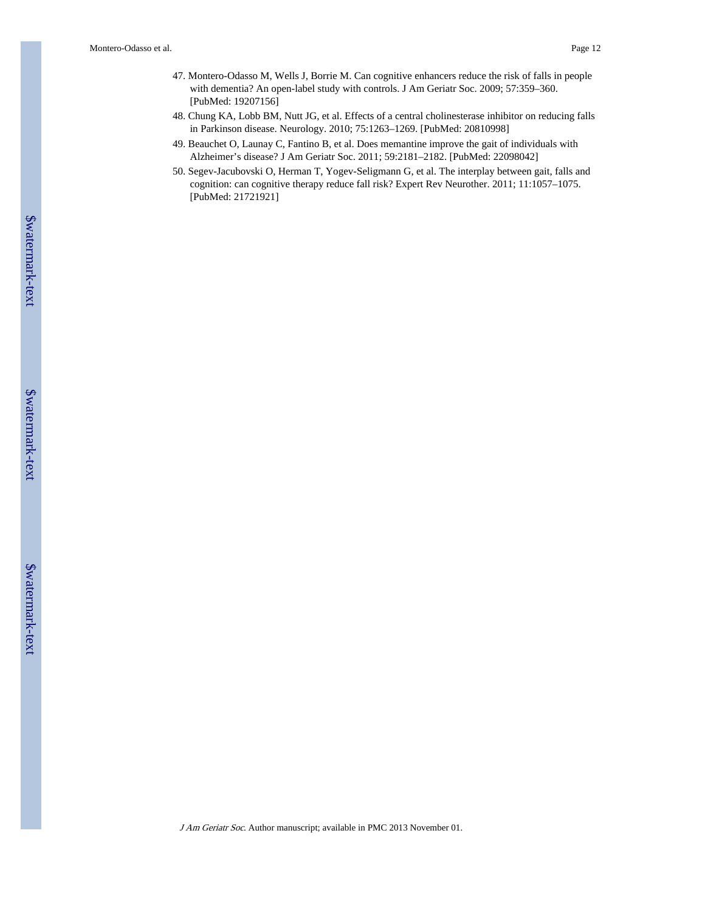47. Montero-Odasso M, Wells J, Borrie M. Can cognitive enhancers reduce the risk of falls in people with dementia? An open-label study with controls. J Am Geriatr Soc. 2009; 57:359–360. [PubMed: 19207156]
48. Chung KA, Lobb BM, Nutt JG, et al. Effects of a central cholinesterase inhibitor on reducing falls in Parkinson disease. Neurology. 2010; 75:1263–1269. [PubMed: 20810998]
49. Beauchet O, Launay C, Fantino B, et al. Does memantine improve the gait of individuals with Alzheimer's disease? J Am Geriatr Soc. 2011; 59:2181–2182. [PubMed: 22098042]
50. Segev-Jacubovski O, Herman T, Yogev-Seligmann G, et al. The interplay between gait, falls and cognition: can cognitive therapy reduce fall risk? Expert Rev Neurother. 2011; 11:1057–1075. [PubMed: 21721921]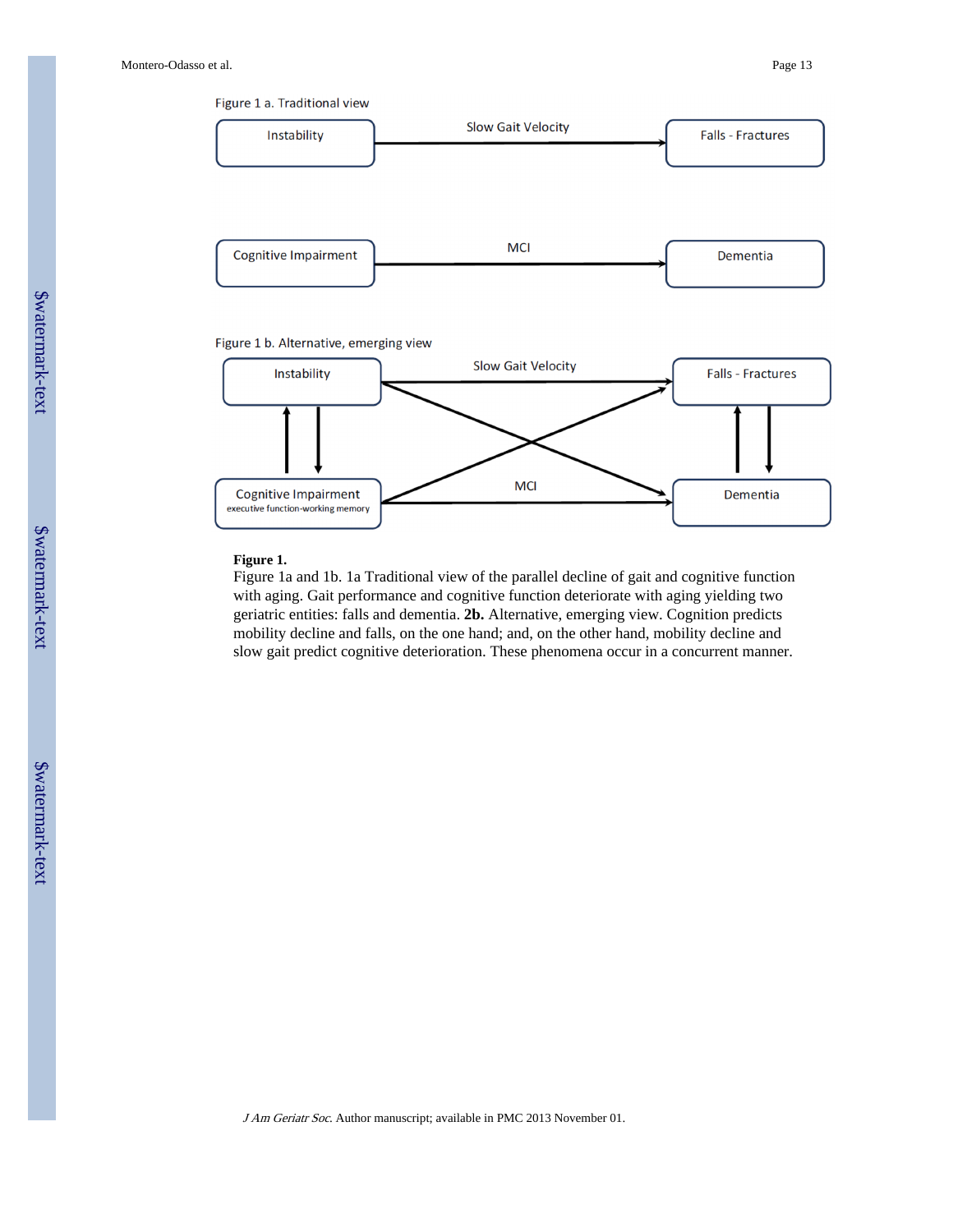Figure 1 a. Traditional view

Instability → Slow Gait Velocity → Falls - Fractures

Cognitive Impairment → MCI → Dementia

Figure 1 b. Alternative, emerging view

Instability → Slow Gait Velocity → Falls - Fractures

Cognitive Impairment (executive function-working memory) → MCI → Dementia

**Figure 1.**

Figure 1a and 1b. 1a Traditional view of the parallel decline of gait and cognitive function with aging. Gait performance and cognitive function deteriorate with aging yielding two geriatric entities: falls and dementia. **2b.** Alternative, emerging view. Cognition predicts mobility decline and falls, on the one hand; and, on the other hand, mobility decline and slow gait predict cognitive deterioration. These phenomena occur in a concurrent manner.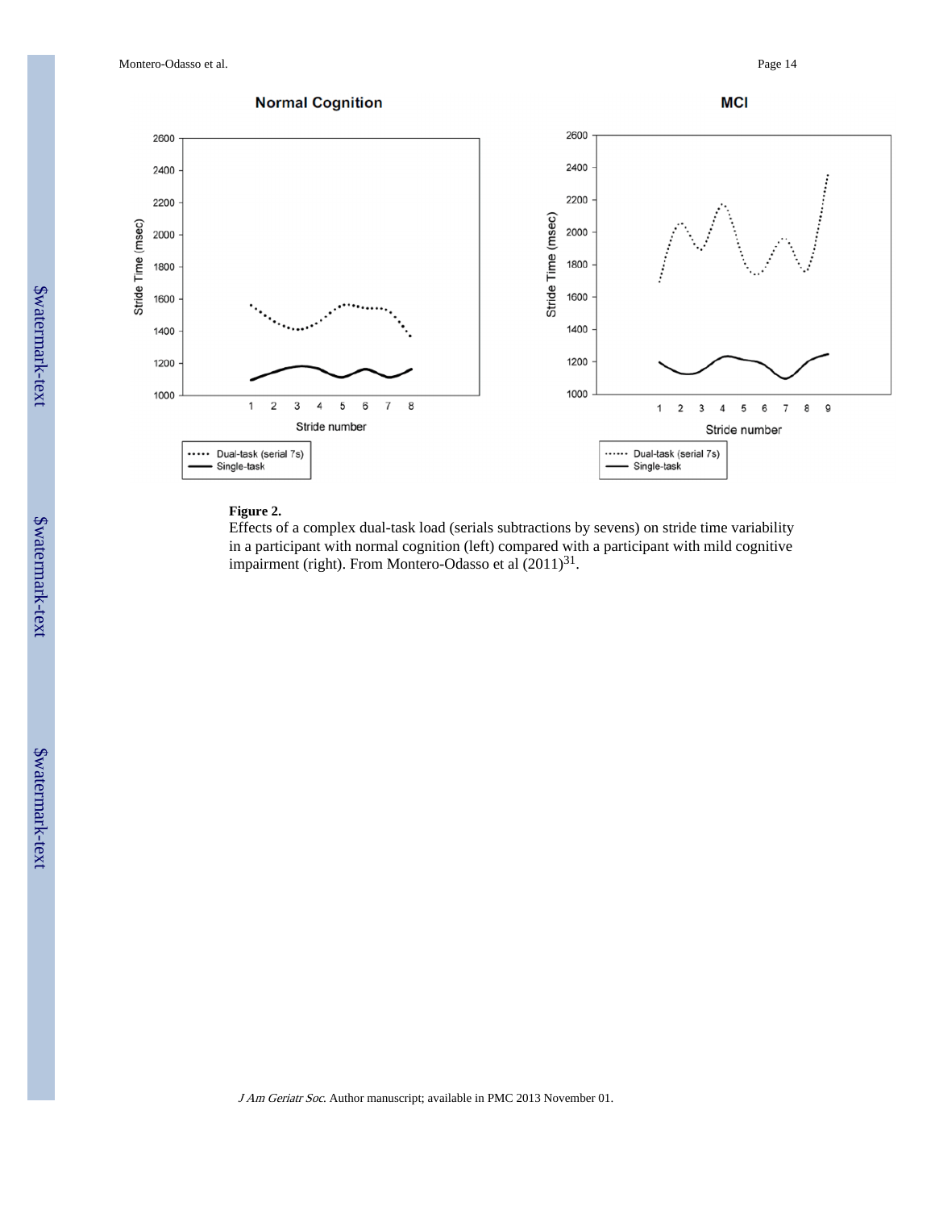**Figure 2.**

Effects of a complex dual-task load (serials subtractions by sevens) on stride time variability in a participant with normal cognition (left) compared with a participant with mild cognitive impairment (right). From Montero-Odasso et al (2011)[31].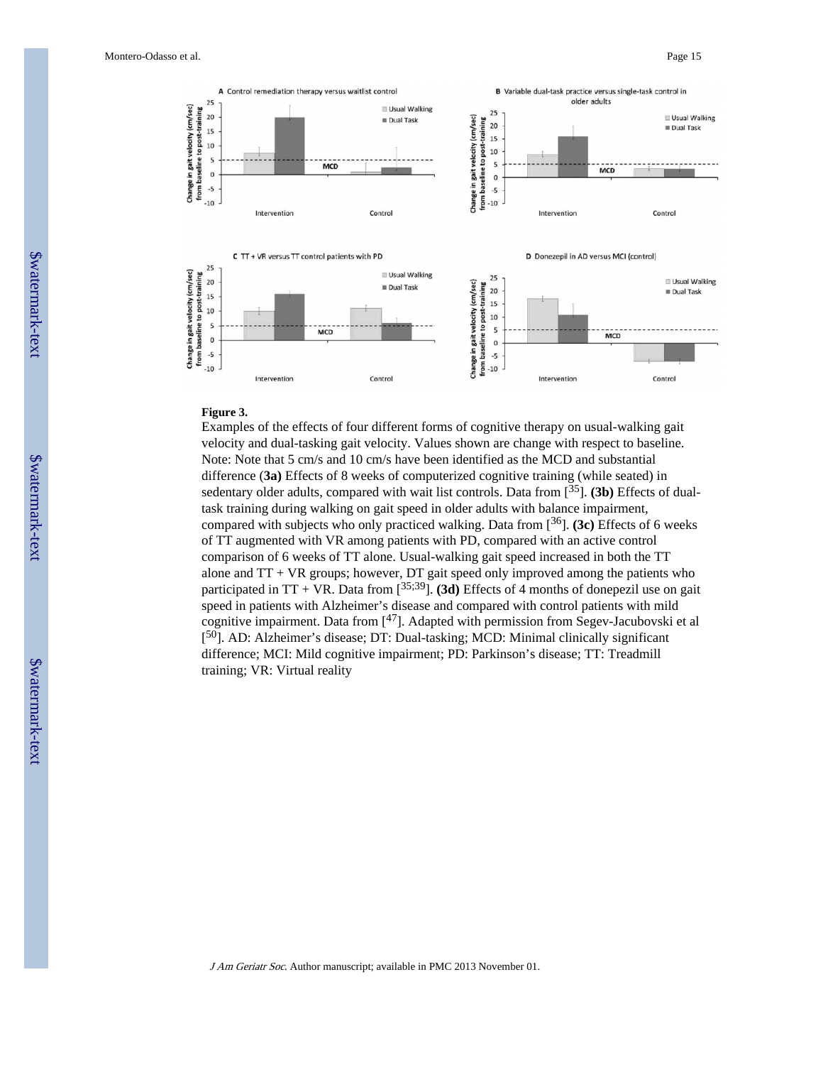**Figure 3.**

Examples of the effects of four different forms of cognitive therapy on usual-walking gait velocity and dual-tasking gait velocity. Values shown are change with respect to baseline. Note: Note that 5 cm/s and 10 cm/s have been identified as the MCD and substantial difference (**3a)** Effects of 8 weeks of computerized cognitive training (while seated) in sedentary older adults, compared with wait list controls. Data from [35]. **(3b)** Effects of dual-task training during walking on gait speed in older adults with balance impairment, compared with subjects who only practiced walking. Data from [36]. **(3c)** Effects of 6 weeks of TT augmented with VR among patients with PD, compared with an active control comparison of 6 weeks of TT alone. Usual-walking gait speed increased in both the TT alone and TT + VR groups; however, DT gait speed only improved among the patients who participated in TT + VR. Data from [35;39]. **(3d)** Effects of 4 months of donepezil use on gait speed in patients with Alzheimer's disease and compared with control patients with mild cognitive impairment. Data from [47]. Adapted with permission from Segev-Jacubovski et al [50]. AD: Alzheimer's disease; DT: Dual-tasking; MCD: Minimal clinically significant difference; MCI: Mild cognitive impairment; PD: Parkinson's disease; TT: Treadmill training; VR: Virtual reality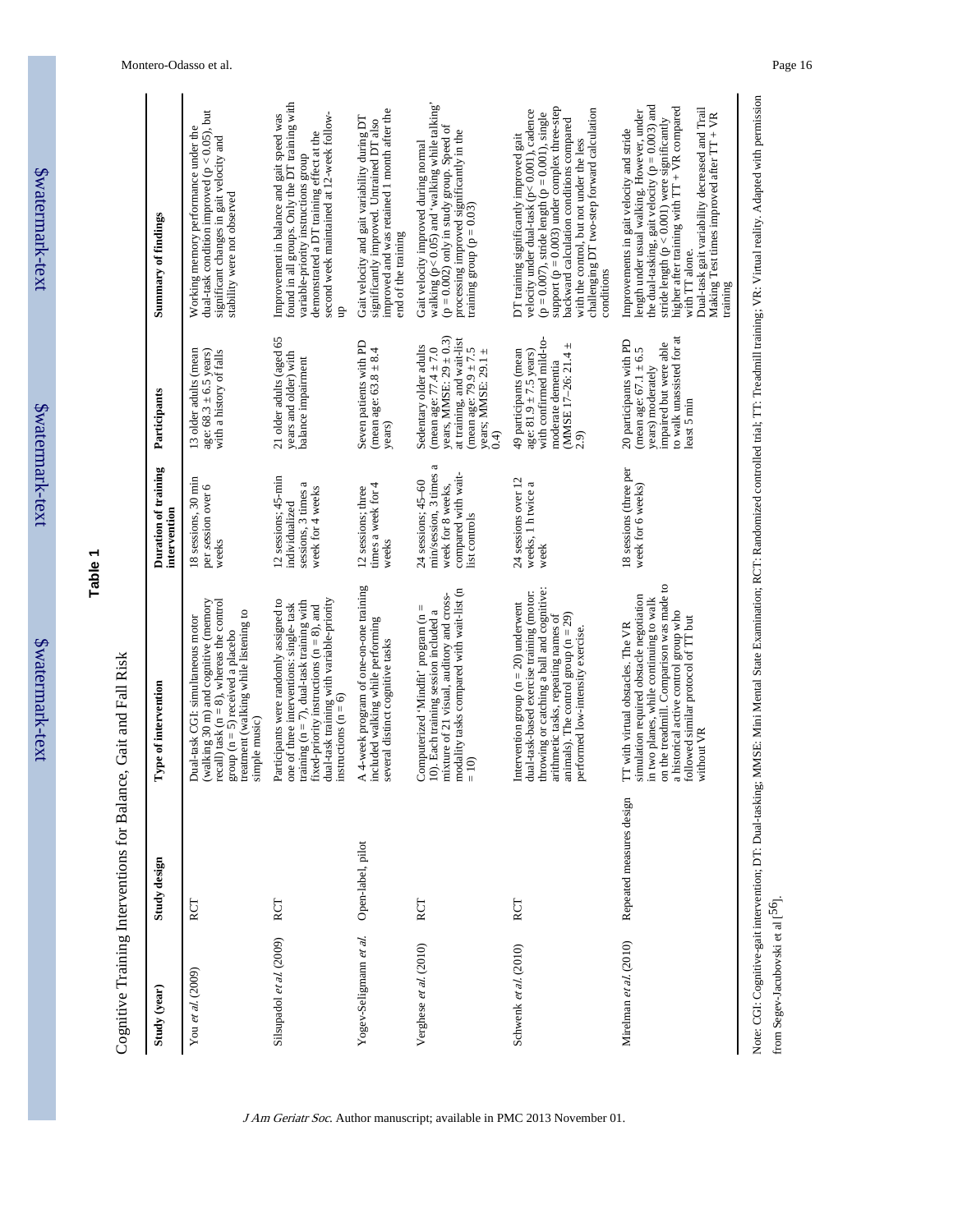## Table 1

Cognitive Training Interventions for Balance, Gait and Fall Risk

| Study (year) | Study design | Type of intervention | Duration of training intervention | Participants | Summary of findings |
|---|---|---|---|---|---|
| You *et al.* (2009) | RCT | Dual-task CGI: simultaneous motor (walking 30 m) and cognitive (memory recall) task (n = 8), whereas the control group (n = 5) received a placebo treatment (walking while listening to simple music) | 18 sessions, 30 min per session over 6 weeks | 13 older adults (mean age: 68.3 ± 6.5 years) with a history of falls | Working memory performance under the dual-task condition improved (p < 0.05), but significant changes in gait velocity and stability were not observed |
| Silsupadol *et al.* (2009) | RCT | Participants were randomly assigned to one of three interventions: single-task training (n = 7), dual-task training with fixed-priority instructions (n = 8), and dual-task training with variable-priority instructions (n = 6) | 12 sessions; 45-min individualized sessions, 3 times a week for 4 weeks | 21 older adults (aged 65 years and older) with balance impairment | Improvement in balance and gait speed was found in all groups. Only the DT training with variable-priority instructions group demonstrated a DT training effect at the second week maintained at 12-week follow-up |
| Yogev-Seligmann *et al.* | Open-label, pilot | A 4-week program of one-on-one training included walking while performing several distinct cognitive tasks | 12 sessions; three times a week for 4 weeks | Seven patients with PD (mean age: 63.8 ± 8.4 years) | Gait velocity and gait variability during DT significantly improved. Untrained DT also improved and was retained 1 month after the end of the training |
| Verghese *et al.* (2010) | RCT | Computerized 'Mindfit' program (n = 10). Each training session included a mixture of 21 visual, auditory and cross-modality tasks compared with wait-list (n = 10) | 24 sessions; 45–60 min/session, 3 times a week for 8 weeks, compared with wait-list controls | Sedentary older adults (mean age: 77.4 ± 7.0 years, MMSE: 29 ± 0.3) at training, and wait-list (mean age: 79.9 ± 7.5 years, MMSE: 29.1 ± 0.4) | Gait velocity improved during normal walking (p< 0.05) and 'walking while talking' (p = 0.002) only in study group. Speed of processing improved significantly in the training group (p = 0.03) |
| Schwenk *et al.* (2010) | RCT | Intervention group (n = 20) underwent dual-task-based exercise training (motor: throwing or catching a ball and cognitive: arithmetic tasks, repeating names of animals). The control group (n = 29) performed low-intensity exercise. | 24 sessions over 12 weeks, 1 h twice a week | 49 participants (mean age: 81.9 ± 7.5 years) with confirmed mild-to-moderate dementia (MMSE 17–26: 21.4 ± 2.9) | DT training significantly improved gait velocity under dual-task (p< 0.001), cadence (p = 0.007), stride length (p = 0.001), single support (p = 0.003) under complex three-step backward calculation conditions compared with the control, but not under the less challenging DT two-step forward calculation conditions |
| Mirelman *et al.* (2010) | Repeated measures design | TT with virtual obstacles. The VR simulation required obstacle negotiation in two planes, while continuing to walk on the treadmill. Comparison was made to a historical active control group who followed similar protocol of TT but without VR | 18 sessions (three per week for 6 weeks) | 20 participants with PD (mean age: 67.1 ± 6.5 years) moderately impaired but were able to walk unassisted for at least 5 min | Improvements in gait velocity and stride length under usual walking. However, under the dual-tasking, gait velocity (p = 0.003) and stride length (p < 0.001) were significantly higher after training with TT + VR compared with TT alone. Dual-task gait variability decreased and Trail Making Test times improved after TT + VR training |

Note: CGI: Cognitive-gait intervention; DT: Dual-tasking; MMSE: Mini Mental State Examination; RCT: Randomized controlled trial; TT: Treadmill training; VR: Virtual reality. Adapted with permission from Segev-Jacubovski et al [56].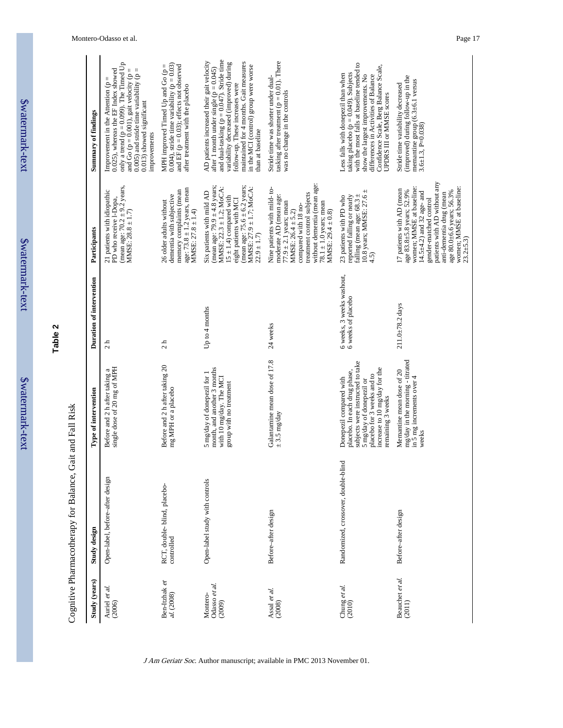## Table 2

Cognitive Pharmacotherapy for Balance, Gait and Fall Risk

| Study (years) | Study design | Type of intervention | Duration of intervention | Participants | Summary of findings |
|---|---|---|---|---|---|
| Auriel *et al.* (2006) | Open-label, before–after design | Before and 2 h after taking a single dose of 20 mg of MPH | 2 h | 21 patients with idiopathic PD who receive l-Dopa, (mean age: 70.2 ± 9.2 years, MMSE: 28.8 ± 1.7) | Improvement in the Attention (p = 0.025), whereas the EF Index showed only a trend (p = 0.099). The Timed Up and Go (p = 0.001), gait velocity (p = 0.005) and stride time variability (p = 0.013) showed significant improvements |
| Ben-Itzhak *et al.* (2008) | RCT, double- blind, placebo-controlled | Before and 2 h after taking 20 mg MPH or a placebo | 2 h | 26 older adults without dementia with subjective memory complaints (mean age: 73.8 ± 1.2 years, mean MMSE: 27.8 ± 1.4) | MPH improved Timed Up and Go (p = 0.004), stride time variability (p = 0.03) and EF (p = 0.03); effects not observed after treatment with the placebo |
| Montero-Odasso *et al.* (2009) | Open-label study with controls | 5 mg/day of donepezil for 1 month, and another 3 months with 10 mg/day. The MCI group with no treatment | Up to 4 months | Six patients with mild AD (mean age: 79.9 ± 4.8 years; MMSE: 22.3 ± 1.2; MoCA: 15 ± 1.4) compared with eight patients with MCI (mean age: 75.6 ± 6.2 years; MMSE: 27.9 ± 1.7; MoCA: 22.9 ± 1.7) | AD patients increased their gait velocity after 1 month under single (p = 0.045) and dual-tasking (p = 0.047). Stride time variability decreased (improved) during follow-up. These increases were maintained for 4 months. Gait measures in the MCI (control) group were worse than at baseline |
| Assal *et al.* (2008) | Before–after design | Galantamine mean dose of 17.8 ± 3.5 mg/day | 24 weeks | Nine patients with mild- to-moderate AD (mean age: 77.9 ± 2.1 years; mean MMSE: 26.4 ± 5.2) compared with 18 no-treatment control subjects without dementia (mean age: 78.1 ± 1.0 years; mean MMSE: 29.4 ± 0.8) | Stride time was shorter under dual-tasking after treatment (p = 0.01). There was no change in the controls |
| Chung *et al.* (2010) | Randomized, crossover, double-blind | Donepezil compared with placebo. In each drug phase, subjects were instructed to take 5 mg/day of donepezil or placebo for 3 weeks and to increase to 10 mg/day for the remaining 3 weeks | 6 weeks, 3 weeks washout, 6 weeks of placebo | 23 patients with PD who reported falling or nearly falling (mean age: 68.3 ± 10.8 years; MMSE: 27.6 ± 4.5) | Less falls with donepezil than when taking placebo (p = 0.049). Subjects with the most falls at baseline tended to show the largest improvements. No differences in Activities of Balance Confidence Scale, Berg Balance Scale, UPDRS III or MMSE scores |
| Beauchet *et al.* (2011) | Before–after design | Memantine mean dose of 20 mg/day in the morning - titrated in 5 mg increments over 4 weeks | 211.0±78.2 days | 17 patients with AD (mean age 83.8±5.8 years; 52.9% women; MMSE at baseline: 14.5±4.2) and 32 age- and gender-matched control patients with AD without any anti-dementia drug (mean age 80.0±6.6 years; 56.3% women; MMSE at baseline: 23.2±5.3) | Stride time variability decreased (improved) during follow-up in the memantine group (6.3±6.1 versus 3.6±1.3, P=0.038) |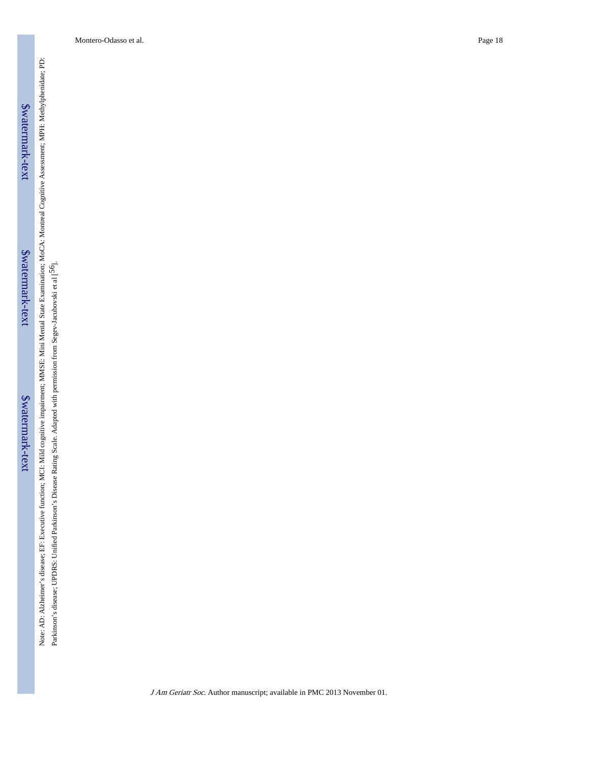Note: AD: Alzheimer's disease; EF: Executive function; MCI: Mild cognitive impairment; MMSE: Mini Mental State Examination; MoCA: Montreal Cognitive Assessment; MPH: Methylphenidate; PD: Parkinson's disease; UPDRS: Unified Parkinson's Disease Rating Scale. Adapted with permission from Segev-Jacubovski et al [56].